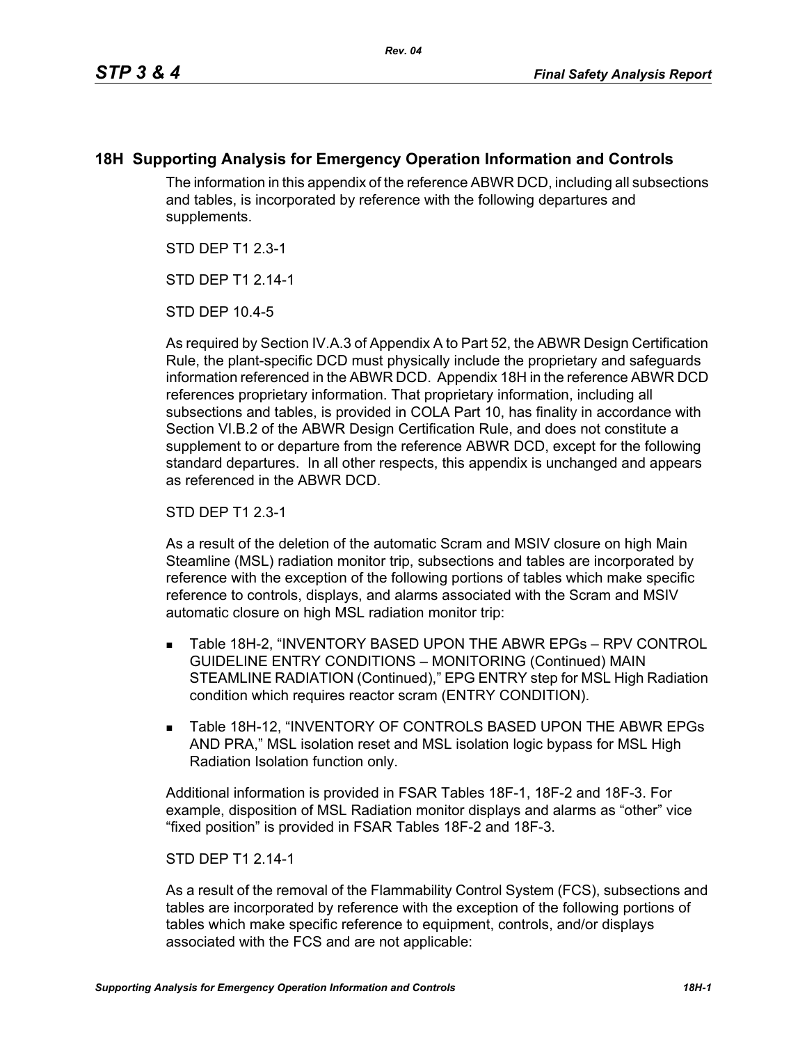# 18H Supporting Analysis for Emergency Operation Information and Controls

The information in this appendix of the reference ABWR DCD, including all subsections and tables, is incorporated by reference with the following departures and supplements.

STD DEP T1 2.3-1

STD DEP T1 2.14-1

STD DEP 10.4-5

As required by Section IV.A.3 of Appendix A to Part 52, the ABWR Design Certification Rule, the plant-specific DCD must physically include the proprietary and safeguards information referenced in the ABWR DCD. Appendix 18H in the reference ABWR DCD references proprietary information. That proprietary information, including all subsections and tables, is provided in COLA Part 10, has finality in accordance with Section VI.B.2 of the ABWR Design Certification Rule, and does not constitute a supplement to or departure from the reference ABWR DCD, except for the following standard departures. In all other respects, this appendix is unchanged and appears as referenced in the ABWR DCD.

STD DEP T1 2.3-1

As a result of the deletion of the automatic Scram and MSIV closure on high Main Steamline (MSL) radiation monitor trip, subsections and tables are incorporated by reference with the exception of the following portions of tables which make specific reference to controls, displays, and alarms associated with the Scram and MSIV automatic closure on high MSL radiation monitor trip:

- Table 18H-2, "INVENTORY BASED UPON THE ABWR EPGs – RPV CONTROL GUIDELINE ENTRY CONDITIONS – MONITORING (Continued) MAIN STEAMLINE RADIATION (Continued)," EPG ENTRY step for MSL High Radiation condition which requires reactor scram (ENTRY CONDITION).
- Table 18H-12, "INVENTORY OF CONTROLS BASED UPON THE ABWR EPGs AND PRA," MSL isolation reset and MSL isolation logic bypass for MSL High Radiation Isolation function only.

Additional information is provided in FSAR Tables 18F-1, 18F-2 and 18F-3. For example, disposition of MSL Radiation monitor displays and alarms as "other" vice "fixed position" is provided in FSAR Tables 18F-2 and 18F-3.

STD DEP T1 2.14-1

As a result of the removal of the Flammability Control System (FCS), subsections and tables are incorporated by reference with the exception of the following portions of tables which make specific reference to equipment, controls, and/or displays associated with the FCS and are not applicable: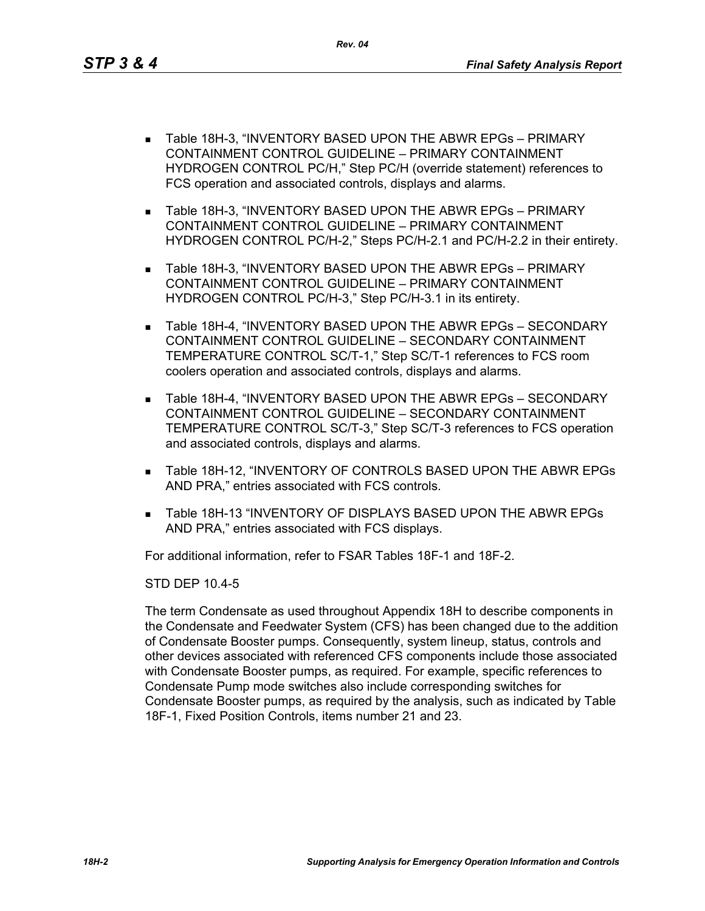- Table 18H-3, "INVENTORY BASED UPON THE ABWR EPGs – PRIMARY CONTAINMENT CONTROL GUIDELINE – PRIMARY CONTAINMENT HYDROGEN CONTROL PC/H," Step PC/H (override statement) references to FCS operation and associated controls, displays and alarms.
- Table 18H-3, "INVENTORY BASED UPON THE ABWR EPGs – PRIMARY CONTAINMENT CONTROL GUIDELINE – PRIMARY CONTAINMENT HYDROGEN CONTROL PC/H-2," Steps PC/H-2.1 and PC/H-2.2 in their entirety.
- Table 18H-3, "INVENTORY BASED UPON THE ABWR EPGs – PRIMARY CONTAINMENT CONTROL GUIDELINE – PRIMARY CONTAINMENT HYDROGEN CONTROL PC/H-3," Step PC/H-3.1 in its entirety.
- Table 18H-4, "INVENTORY BASED UPON THE ABWR EPGs – SECONDARY CONTAINMENT CONTROL GUIDELINE – SECONDARY CONTAINMENT TEMPERATURE CONTROL SC/T-1," Step SC/T-1 references to FCS room coolers operation and associated controls, displays and alarms.
- Table 18H-4, "INVENTORY BASED UPON THE ABWR EPGs – SECONDARY CONTAINMENT CONTROL GUIDELINE – SECONDARY CONTAINMENT TEMPERATURE CONTROL SC/T-3," Step SC/T-3 references to FCS operation and associated controls, displays and alarms.
- Table 18H-12, "INVENTORY OF CONTROLS BASED UPON THE ABWR EPGs AND PRA," entries associated with FCS controls.
- Table 18H-13 "INVENTORY OF DISPLAYS BASED UPON THE ABWR EPGs AND PRA," entries associated with FCS displays.

For additional information, refer to FSAR Tables 18F-1 and 18F-2.

STD DEP 10.4-5

The term Condensate as used throughout Appendix 18H to describe components in the Condensate and Feedwater System (CFS) has been changed due to the addition of Condensate Booster pumps. Consequently, system lineup, status, controls and other devices associated with referenced CFS components include those associated with Condensate Booster pumps, as required. For example, specific references to Condensate Pump mode switches also include corresponding switches for Condensate Booster pumps, as required by the analysis, such as indicated by Table 18F-1, Fixed Position Controls, items number 21 and 23.